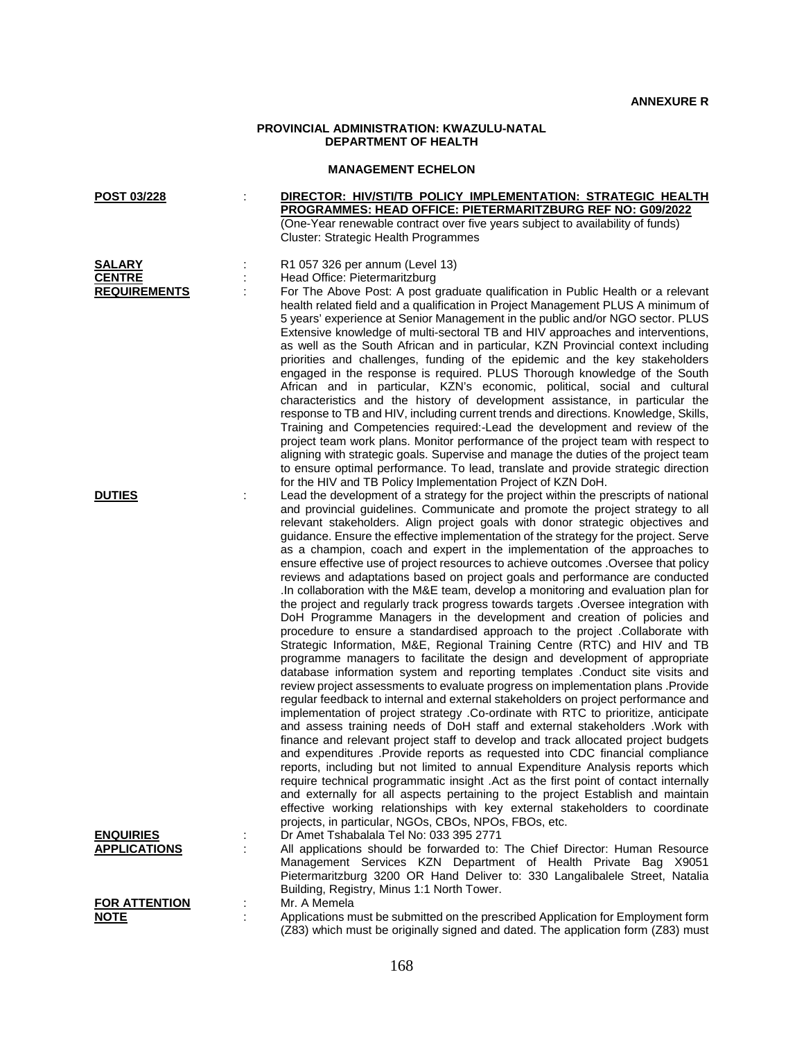**ANNEXURE R**

**PROVINCIAL ADMINISTRATION: KWAZULU-NATAL**
**DEPARTMENT OF HEALTH**

**MANAGEMENT ECHELON**

**POST 03/228** : **DIRECTOR: HIV/STI/TB POLICY IMPLEMENTATION: STRATEGIC HEALTH PROGRAMMES: HEAD OFFICE: PIETERMARITZBURG REF NO: G09/2022**
(One-Year renewable contract over five years subject to availability of funds)
Cluster: Strategic Health Programmes

**SALARY** : R1 057 326 per annum (Level 13)

**CENTRE** : Head Office: Pietermaritzburg

**REQUIREMENTS** : For The Above Post: A post graduate qualification in Public Health or a relevant health related field and a qualification in Project Management PLUS A minimum of 5 years' experience at Senior Management in the public and/or NGO sector. PLUS Extensive knowledge of multi-sectoral TB and HIV approaches and interventions, as well as the South African and in particular, KZN Provincial context including priorities and challenges, funding of the epidemic and the key stakeholders engaged in the response is required. PLUS Thorough knowledge of the South African and in particular, KZN's economic, political, social and cultural characteristics and the history of development assistance, in particular the response to TB and HIV, including current trends and directions. Knowledge, Skills, Training and Competencies required:-Lead the development and review of the project team work plans. Monitor performance of the project team with respect to aligning with strategic goals. Supervise and manage the duties of the project team to ensure optimal performance. To lead, translate and provide strategic direction for the HIV and TB Policy Implementation Project of KZN DoH.

**DUTIES** : Lead the development of a strategy for the project within the prescripts of national and provincial guidelines. Communicate and promote the project strategy to all relevant stakeholders. Align project goals with donor strategic objectives and guidance. Ensure the effective implementation of the strategy for the project. Serve as a champion, coach and expert in the implementation of the approaches to ensure effective use of project resources to achieve outcomes .Oversee that policy reviews and adaptations based on project goals and performance are conducted .In collaboration with the M&E team, develop a monitoring and evaluation plan for the project and regularly track progress towards targets .Oversee integration with DoH Programme Managers in the development and creation of policies and procedure to ensure a standardised approach to the project .Collaborate with Strategic Information, M&E, Regional Training Centre (RTC) and HIV and TB programme managers to facilitate the design and development of appropriate database information system and reporting templates .Conduct site visits and review project assessments to evaluate progress on implementation plans .Provide regular feedback to internal and external stakeholders on project performance and implementation of project strategy .Co-ordinate with RTC to prioritize, anticipate and assess training needs of DoH staff and external stakeholders .Work with finance and relevant project staff to develop and track allocated project budgets and expenditures .Provide reports as requested into CDC financial compliance reports, including but not limited to annual Expenditure Analysis reports which require technical programmatic insight .Act as the first point of contact internally and externally for all aspects pertaining to the project Establish and maintain effective working relationships with key external stakeholders to coordinate projects, in particular, NGOs, CBOs, NPOs, FBOs, etc.

**ENQUIRIES** : Dr Amet Tshabalala Tel No: 033 395 2771

**APPLICATIONS** : All applications should be forwarded to: The Chief Director: Human Resource Management Services KZN Department of Health Private Bag X9051 Pietermaritzburg 3200 OR Hand Deliver to: 330 Langalibalele Street, Natalia Building, Registry, Minus 1:1 North Tower.

**FOR ATTENTION** : Mr. A Memela

**NOTE** : Applications must be submitted on the prescribed Application for Employment form (Z83) which must be originally signed and dated. The application form (Z83) must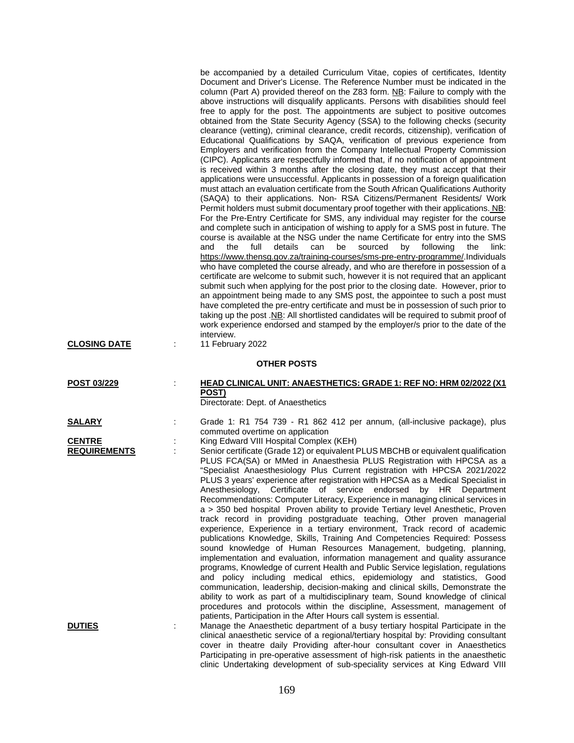be accompanied by a detailed Curriculum Vitae, copies of certificates, Identity Document and Driver's License. The Reference Number must be indicated in the column (Part A) provided thereof on the Z83 form. NB: Failure to comply with the above instructions will disqualify applicants. Persons with disabilities should feel free to apply for the post. The appointments are subject to positive outcomes obtained from the State Security Agency (SSA) to the following checks (security clearance (vetting), criminal clearance, credit records, citizenship), verification of Educational Qualifications by SAQA, verification of previous experience from Employers and verification from the Company Intellectual Property Commission (CIPC). Applicants are respectfully informed that, if no notification of appointment is received within 3 months after the closing date, they must accept that their applications were unsuccessful. Applicants in possession of a foreign qualification must attach an evaluation certificate from the South African Qualifications Authority (SAQA) to their applications. Non- RSA Citizens/Permanent Residents/ Work Permit holders must submit documentary proof together with their applications. NB: For the Pre-Entry Certificate for SMS, any individual may register for the course and complete such in anticipation of wishing to apply for a SMS post in future. The course is available at the NSG under the name Certificate for entry into the SMS and the full details can be sourced by following the link: https://www.thensg.gov.za/training-courses/sms-pre-entry-programme/.Individuals who have completed the course already, and who are therefore in possession of a certificate are welcome to submit such, however it is not required that an applicant submit such when applying for the post prior to the closing date. However, prior to an appointment being made to any SMS post, the appointee to such a post must have completed the pre-entry certificate and must be in possession of such prior to taking up the post .NB: All shortlisted candidates will be required to submit proof of work experience endorsed and stamped by the employer/s prior to the date of the interview.

**CLOSING DATE** : 11 February 2022

## OTHER POSTS

**POST 03/229** : **HEAD CLINICAL UNIT: ANAESTHETICS: GRADE 1: REF NO: HRM 02/2022 (X1 POST)**
Directorate: Dept. of Anaesthetics

**SALARY** : Grade 1: R1 754 739 - R1 862 412 per annum, (all-inclusive package), plus commuted overtime on application

**CENTRE** : King Edward VIII Hospital Complex (KEH)

**REQUIREMENTS** : Senior certificate (Grade 12) or equivalent PLUS MBCHB or equivalent qualification PLUS FCA(SA) or MMed in Anaesthesia PLUS Registration with HPCSA as a "Specialist Anaesthesiology Plus Current registration with HPCSA 2021/2022 PLUS 3 years' experience after registration with HPCSA as a Medical Specialist in Anesthesiology, Certificate of service endorsed by HR Department Recommendations: Computer Literacy, Experience in managing clinical services in a > 350 bed hospital Proven ability to provide Tertiary level Anesthetic, Proven track record in providing postgraduate teaching, Other proven managerial experience, Experience in a tertiary environment, Track record of academic publications Knowledge, Skills, Training And Competencies Required: Possess sound knowledge of Human Resources Management, budgeting, planning, implementation and evaluation, information management and quality assurance programs, Knowledge of current Health and Public Service legislation, regulations and policy including medical ethics, epidemiology and statistics, Good communication, leadership, decision-making and clinical skills, Demonstrate the ability to work as part of a multidisciplinary team, Sound knowledge of clinical procedures and protocols within the discipline, Assessment, management of patients, Participation in the After Hours call system is essential.

**DUTIES** : Manage the Anaesthetic department of a busy tertiary hospital Participate in the clinical anaesthetic service of a regional/tertiary hospital by: Providing consultant cover in theatre daily Providing after-hour consultant cover in Anaesthetics Participating in pre-operative assessment of high-risk patients in the anaesthetic clinic Undertaking development of sub-speciality services at King Edward VIII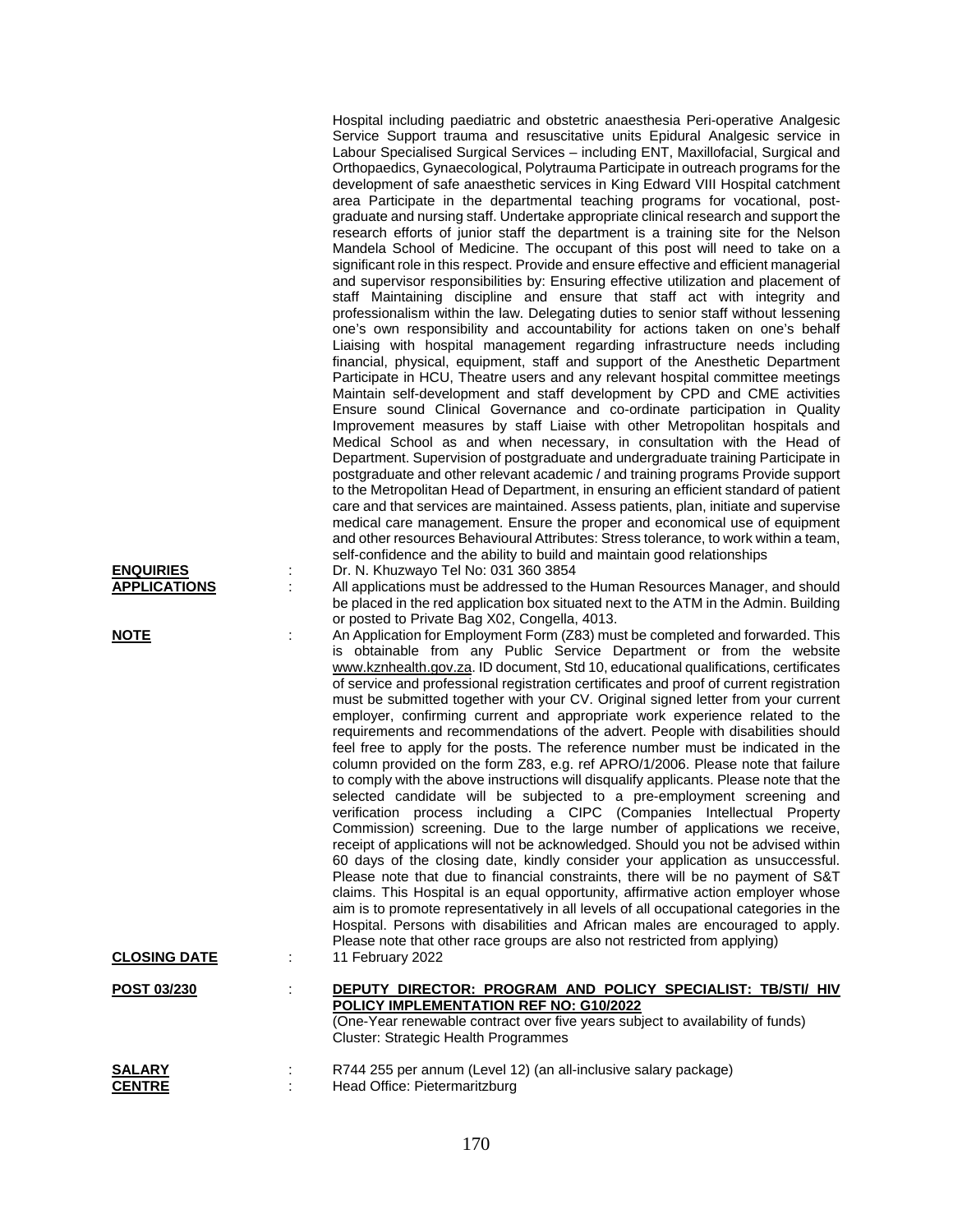Hospital including paediatric and obstetric anaesthesia Peri-operative Analgesic Service Support trauma and resuscitative units Epidural Analgesic service in Labour Specialised Surgical Services – including ENT, Maxillofacial, Surgical and Orthopaedics, Gynaecological, Polytrauma Participate in outreach programs for the development of safe anaesthetic services in King Edward VIII Hospital catchment area Participate in the departmental teaching programs for vocational, post-graduate and nursing staff. Undertake appropriate clinical research and support the research efforts of junior staff the department is a training site for the Nelson Mandela School of Medicine. The occupant of this post will need to take on a significant role in this respect. Provide and ensure effective and efficient managerial and supervisor responsibilities by: Ensuring effective utilization and placement of staff Maintaining discipline and ensure that staff act with integrity and professionalism within the law. Delegating duties to senior staff without lessening one's own responsibility and accountability for actions taken on one's behalf Liaising with hospital management regarding infrastructure needs including financial, physical, equipment, staff and support of the Anesthetic Department Participate in HCU, Theatre users and any relevant hospital committee meetings Maintain self-development and staff development by CPD and CME activities Ensure sound Clinical Governance and co-ordinate participation in Quality Improvement measures by staff Liaise with other Metropolitan hospitals and Medical School as and when necessary, in consultation with the Head of Department. Supervision of postgraduate and undergraduate training Participate in postgraduate and other relevant academic / and training programs Provide support to the Metropolitan Head of Department, in ensuring an efficient standard of patient care and that services are maintained. Assess patients, plan, initiate and supervise medical care management. Ensure the proper and economical use of equipment and other resources Behavioural Attributes: Stress tolerance, to work within a team, self-confidence and the ability to build and maintain good relationships

**ENQUIRIES** : Dr. N. Khuzwayo Tel No: 031 360 3854

**APPLICATIONS** : All applications must be addressed to the Human Resources Manager, and should be placed in the red application box situated next to the ATM in the Admin. Building or posted to Private Bag X02, Congella, 4013.

**NOTE** : An Application for Employment Form (Z83) must be completed and forwarded. This is obtainable from any Public Service Department or from the website www.kznhealth.gov.za. ID document, Std 10, educational qualifications, certificates of service and professional registration certificates and proof of current registration must be submitted together with your CV. Original signed letter from your current employer, confirming current and appropriate work experience related to the requirements and recommendations of the advert. People with disabilities should feel free to apply for the posts. The reference number must be indicated in the column provided on the form Z83, e.g. ref APRO/1/2006. Please note that failure to comply with the above instructions will disqualify applicants. Please note that the selected candidate will be subjected to a pre-employment screening and verification process including a CIPC (Companies Intellectual Property Commission) screening. Due to the large number of applications we receive, receipt of applications will not be acknowledged. Should you not be advised within 60 days of the closing date, kindly consider your application as unsuccessful. Please note that due to financial constraints, there will be no payment of S&T claims. This Hospital is an equal opportunity, affirmative action employer whose aim is to promote representatively in all levels of all occupational categories in the Hospital. Persons with disabilities and African males are encouraged to apply. Please note that other race groups are also not restricted from applying)

**CLOSING DATE** : 11 February 2022

**POST 03/230** : **DEPUTY DIRECTOR: PROGRAM AND POLICY SPECIALIST: TB/STI/ HIV POLICY IMPLEMENTATION REF NO: G10/2022**

(One-Year renewable contract over five years subject to availability of funds)
Cluster: Strategic Health Programmes

**SALARY** : R744 255 per annum (Level 12) (an all-inclusive salary package)

**CENTRE** : Head Office: Pietermaritzburg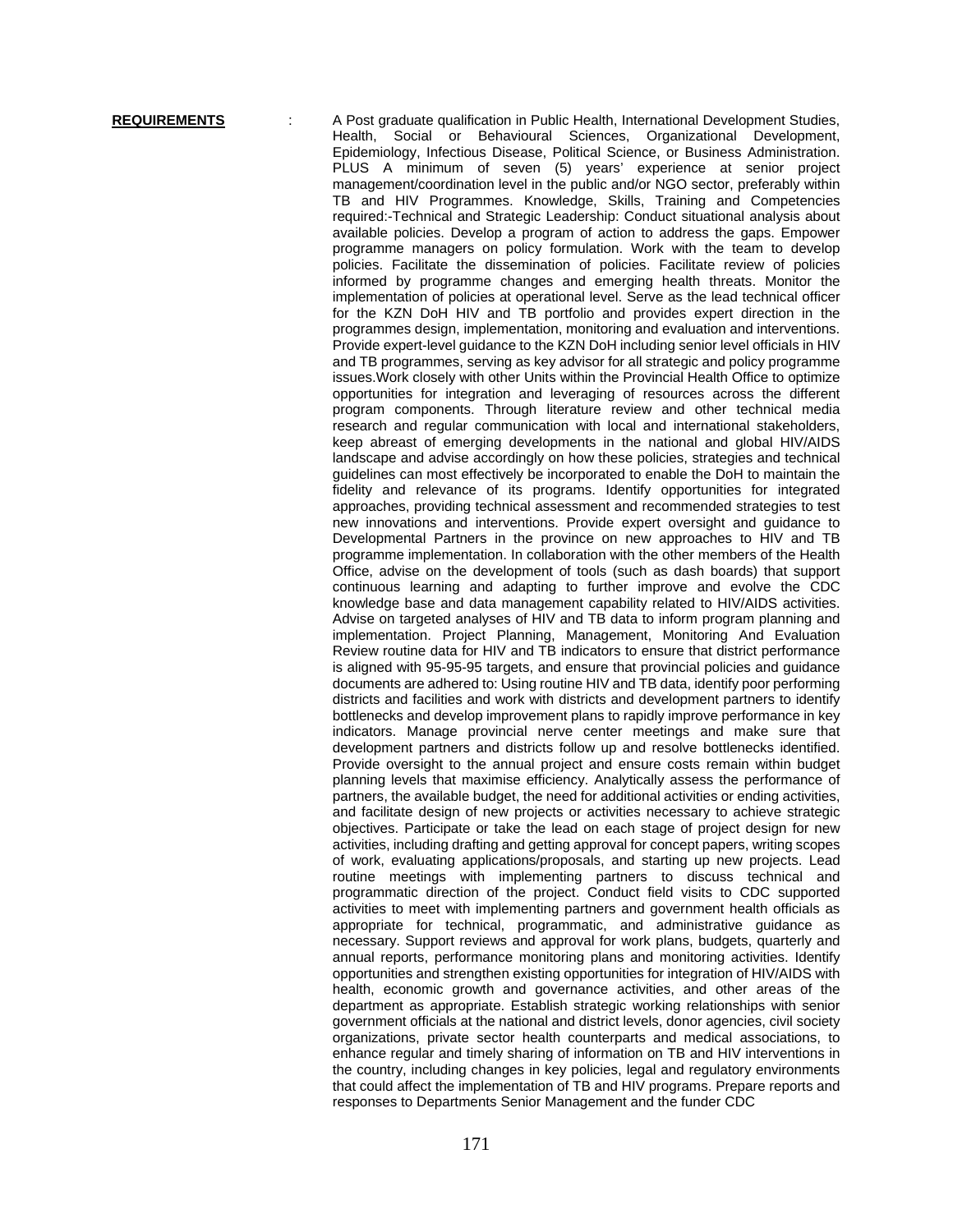**REQUIREMENTS** : A Post graduate qualification in Public Health, International Development Studies, Health, Social or Behavioural Sciences, Organizational Development, Epidemiology, Infectious Disease, Political Science, or Business Administration. PLUS A minimum of seven (5) years' experience at senior project management/coordination level in the public and/or NGO sector, preferably within TB and HIV Programmes. Knowledge, Skills, Training and Competencies required:-Technical and Strategic Leadership: Conduct situational analysis about available policies. Develop a program of action to address the gaps. Empower programme managers on policy formulation. Work with the team to develop policies. Facilitate the dissemination of policies. Facilitate review of policies informed by programme changes and emerging health threats. Monitor the implementation of policies at operational level. Serve as the lead technical officer for the KZN DoH HIV and TB portfolio and provides expert direction in the programmes design, implementation, monitoring and evaluation and interventions. Provide expert-level guidance to the KZN DoH including senior level officials in HIV and TB programmes, serving as key advisor for all strategic and policy programme issues.Work closely with other Units within the Provincial Health Office to optimize opportunities for integration and leveraging of resources across the different program components. Through literature review and other technical media research and regular communication with local and international stakeholders, keep abreast of emerging developments in the national and global HIV/AIDS landscape and advise accordingly on how these policies, strategies and technical guidelines can most effectively be incorporated to enable the DoH to maintain the fidelity and relevance of its programs. Identify opportunities for integrated approaches, providing technical assessment and recommended strategies to test new innovations and interventions. Provide expert oversight and guidance to Developmental Partners in the province on new approaches to HIV and TB programme implementation. In collaboration with the other members of the Health Office, advise on the development of tools (such as dash boards) that support continuous learning and adapting to further improve and evolve the CDC knowledge base and data management capability related to HIV/AIDS activities. Advise on targeted analyses of HIV and TB data to inform program planning and implementation. Project Planning, Management, Monitoring And Evaluation Review routine data for HIV and TB indicators to ensure that district performance is aligned with 95-95-95 targets, and ensure that provincial policies and guidance documents are adhered to: Using routine HIV and TB data, identify poor performing districts and facilities and work with districts and development partners to identify bottlenecks and develop improvement plans to rapidly improve performance in key indicators. Manage provincial nerve center meetings and make sure that development partners and districts follow up and resolve bottlenecks identified. Provide oversight to the annual project and ensure costs remain within budget planning levels that maximise efficiency. Analytically assess the performance of partners, the available budget, the need for additional activities or ending activities, and facilitate design of new projects or activities necessary to achieve strategic objectives. Participate or take the lead on each stage of project design for new activities, including drafting and getting approval for concept papers, writing scopes of work, evaluating applications/proposals, and starting up new projects. Lead routine meetings with implementing partners to discuss technical and programmatic direction of the project. Conduct field visits to CDC supported activities to meet with implementing partners and government health officials as appropriate for technical, programmatic, and administrative guidance as necessary. Support reviews and approval for work plans, budgets, quarterly and annual reports, performance monitoring plans and monitoring activities. Identify opportunities and strengthen existing opportunities for integration of HIV/AIDS with health, economic growth and governance activities, and other areas of the department as appropriate. Establish strategic working relationships with senior government officials at the national and district levels, donor agencies, civil society organizations, private sector health counterparts and medical associations, to enhance regular and timely sharing of information on TB and HIV interventions in the country, including changes in key policies, legal and regulatory environments that could affect the implementation of TB and HIV programs. Prepare reports and responses to Departments Senior Management and the funder CDC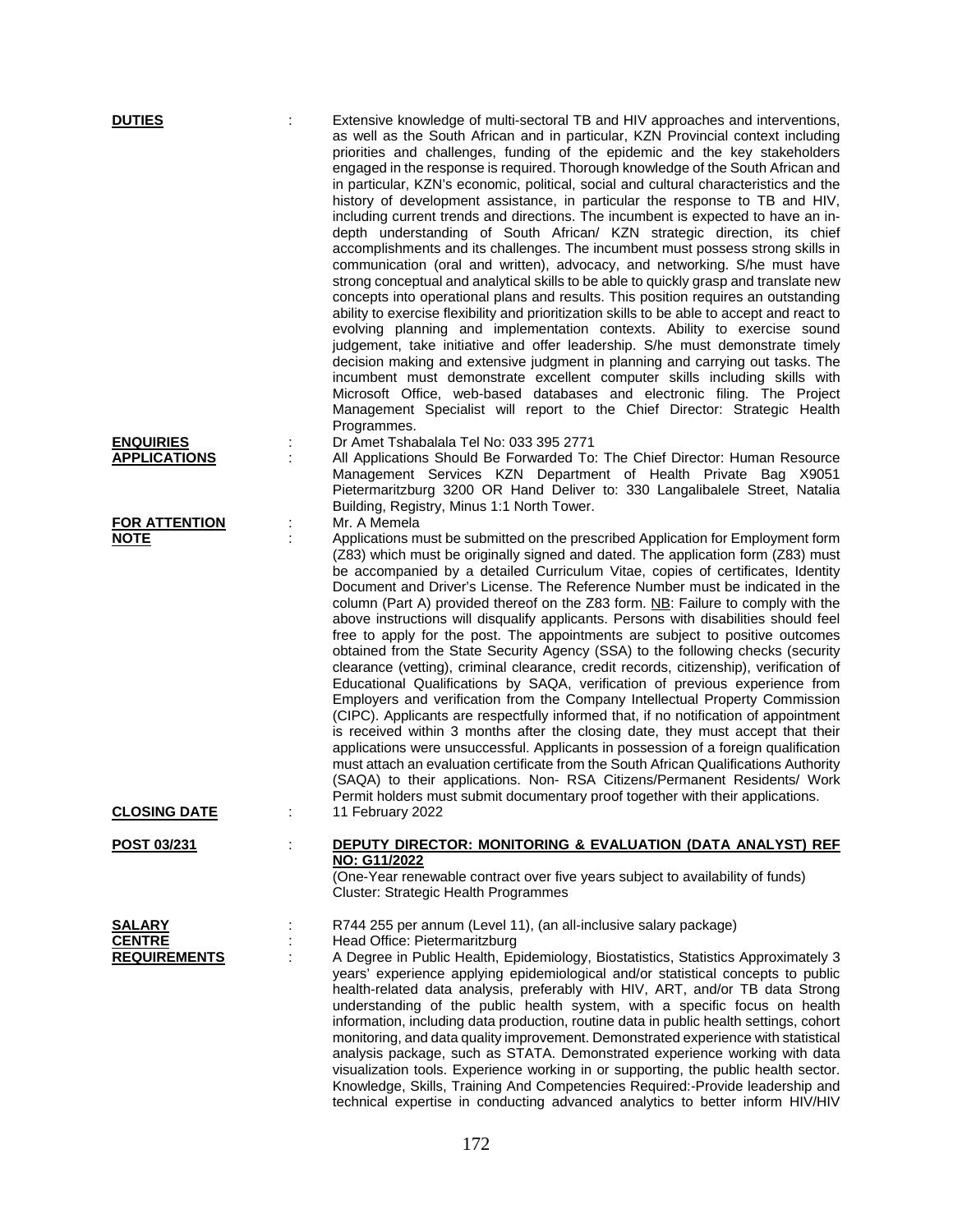**DUTIES** : Extensive knowledge of multi-sectoral TB and HIV approaches and interventions, as well as the South African and in particular, KZN Provincial context including priorities and challenges, funding of the epidemic and the key stakeholders engaged in the response is required. Thorough knowledge of the South African and in particular, KZN's economic, political, social and cultural characteristics and the history of development assistance, in particular the response to TB and HIV, including current trends and directions. The incumbent is expected to have an in-depth understanding of South African/ KZN strategic direction, its chief accomplishments and its challenges. The incumbent must possess strong skills in communication (oral and written), advocacy, and networking. S/he must have strong conceptual and analytical skills to be able to quickly grasp and translate new concepts into operational plans and results. This position requires an outstanding ability to exercise flexibility and prioritization skills to be able to accept and react to evolving planning and implementation contexts. Ability to exercise sound judgement, take initiative and offer leadership. S/he must demonstrate timely decision making and extensive judgment in planning and carrying out tasks. The incumbent must demonstrate excellent computer skills including skills with Microsoft Office, web-based databases and electronic filing. The Project Management Specialist will report to the Chief Director: Strategic Health Programmes.

**ENQUIRIES** : Dr Amet Tshabalala Tel No: 033 395 2771

**APPLICATIONS** : All Applications Should Be Forwarded To: The Chief Director: Human Resource Management Services KZN Department of Health Private Bag X9051 Pietermaritzburg 3200 OR Hand Deliver to: 330 Langalibalele Street, Natalia Building, Registry, Minus 1:1 North Tower.

**FOR ATTENTION** : Mr. A Memela

**NOTE** : Applications must be submitted on the prescribed Application for Employment form (Z83) which must be originally signed and dated. The application form (Z83) must be accompanied by a detailed Curriculum Vitae, copies of certificates, Identity Document and Driver's License. The Reference Number must be indicated in the column (Part A) provided thereof on the Z83 form. NB: Failure to comply with the above instructions will disqualify applicants. Persons with disabilities should feel free to apply for the post. The appointments are subject to positive outcomes obtained from the State Security Agency (SSA) to the following checks (security clearance (vetting), criminal clearance, credit records, citizenship), verification of Educational Qualifications by SAQA, verification of previous experience from Employers and verification from the Company Intellectual Property Commission (CIPC). Applicants are respectfully informed that, if no notification of appointment is received within 3 months after the closing date, they must accept that their applications were unsuccessful. Applicants in possession of a foreign qualification must attach an evaluation certificate from the South African Qualifications Authority (SAQA) to their applications. Non- RSA Citizens/Permanent Residents/ Work Permit holders must submit documentary proof together with their applications.

**CLOSING DATE** : 11 February 2022

**POST 03/231** : **DEPUTY DIRECTOR: MONITORING & EVALUATION (DATA ANALYST) REF NO: G11/2022**

(One-Year renewable contract over five years subject to availability of funds)
Cluster: Strategic Health Programmes

**SALARY** : R744 255 per annum (Level 11), (an all-inclusive salary package)

**CENTRE** : Head Office: Pietermaritzburg

**REQUIREMENTS** : A Degree in Public Health, Epidemiology, Biostatistics, Statistics Approximately 3 years' experience applying epidemiological and/or statistical concepts to public health-related data analysis, preferably with HIV, ART, and/or TB data Strong understanding of the public health system, with a specific focus on health information, including data production, routine data in public health settings, cohort monitoring, and data quality improvement. Demonstrated experience with statistical analysis package, such as STATA. Demonstrated experience working with data visualization tools. Experience working in or supporting, the public health sector. Knowledge, Skills, Training And Competencies Required:-Provide leadership and technical expertise in conducting advanced analytics to better inform HIV/HIV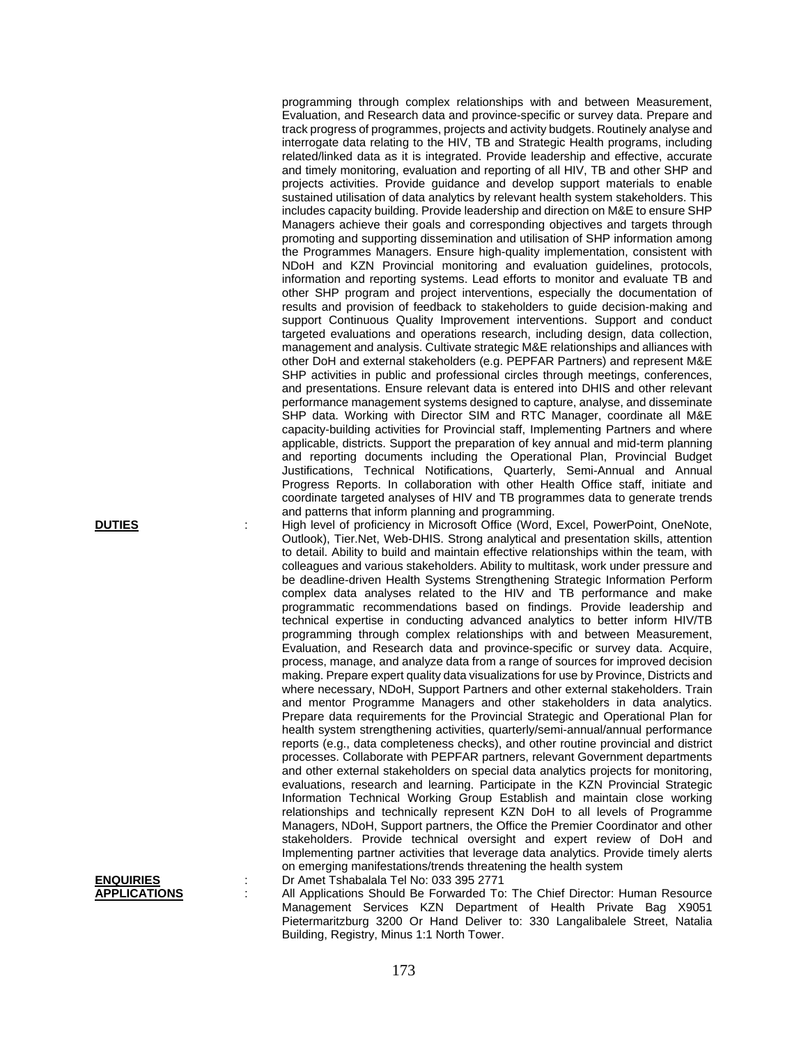programming through complex relationships with and between Measurement, Evaluation, and Research data and province-specific or survey data. Prepare and track progress of programmes, projects and activity budgets. Routinely analyse and interrogate data relating to the HIV, TB and Strategic Health programs, including related/linked data as it is integrated. Provide leadership and effective, accurate and timely monitoring, evaluation and reporting of all HIV, TB and other SHP and projects activities. Provide guidance and develop support materials to enable sustained utilisation of data analytics by relevant health system stakeholders. This includes capacity building. Provide leadership and direction on M&E to ensure SHP Managers achieve their goals and corresponding objectives and targets through promoting and supporting dissemination and utilisation of SHP information among the Programmes Managers. Ensure high-quality implementation, consistent with NDoH and KZN Provincial monitoring and evaluation guidelines, protocols, information and reporting systems. Lead efforts to monitor and evaluate TB and other SHP program and project interventions, especially the documentation of results and provision of feedback to stakeholders to guide decision-making and support Continuous Quality Improvement interventions. Support and conduct targeted evaluations and operations research, including design, data collection, management and analysis. Cultivate strategic M&E relationships and alliances with other DoH and external stakeholders (e.g. PEPFAR Partners) and represent M&E SHP activities in public and professional circles through meetings, conferences, and presentations. Ensure relevant data is entered into DHIS and other relevant performance management systems designed to capture, analyse, and disseminate SHP data. Working with Director SIM and RTC Manager, coordinate all M&E capacity-building activities for Provincial staff, Implementing Partners and where applicable, districts. Support the preparation of key annual and mid-term planning and reporting documents including the Operational Plan, Provincial Budget Justifications, Technical Notifications, Quarterly, Semi-Annual and Annual Progress Reports. In collaboration with other Health Office staff, initiate and coordinate targeted analyses of HIV and TB programmes data to generate trends and patterns that inform planning and programming.

**DUTIES** : High level of proficiency in Microsoft Office (Word, Excel, PowerPoint, OneNote, Outlook), Tier.Net, Web-DHIS. Strong analytical and presentation skills, attention to detail. Ability to build and maintain effective relationships within the team, with colleagues and various stakeholders. Ability to multitask, work under pressure and be deadline-driven Health Systems Strengthening Strategic Information Perform complex data analyses related to the HIV and TB performance and make programmatic recommendations based on findings. Provide leadership and technical expertise in conducting advanced analytics to better inform HIV/TB programming through complex relationships with and between Measurement, Evaluation, and Research data and province-specific or survey data. Acquire, process, manage, and analyze data from a range of sources for improved decision making. Prepare expert quality data visualizations for use by Province, Districts and where necessary, NDoH, Support Partners and other external stakeholders. Train and mentor Programme Managers and other stakeholders in data analytics. Prepare data requirements for the Provincial Strategic and Operational Plan for health system strengthening activities, quarterly/semi-annual/annual performance reports (e.g., data completeness checks), and other routine provincial and district processes. Collaborate with PEPFAR partners, relevant Government departments and other external stakeholders on special data analytics projects for monitoring, evaluations, research and learning. Participate in the KZN Provincial Strategic Information Technical Working Group Establish and maintain close working relationships and technically represent KZN DoH to all levels of Programme Managers, NDoH, Support partners, the Office the Premier Coordinator and other stakeholders. Provide technical oversight and expert review of DoH and Implementing partner activities that leverage data analytics. Provide timely alerts on emerging manifestations/trends threatening the health system

**ENQUIRIES** : Dr Amet Tshabalala Tel No: 033 395 2771

**APPLICATIONS** : All Applications Should Be Forwarded To: The Chief Director: Human Resource Management Services KZN Department of Health Private Bag X9051 Pietermaritzburg 3200 Or Hand Deliver to: 330 Langalibalele Street, Natalia Building, Registry, Minus 1:1 North Tower.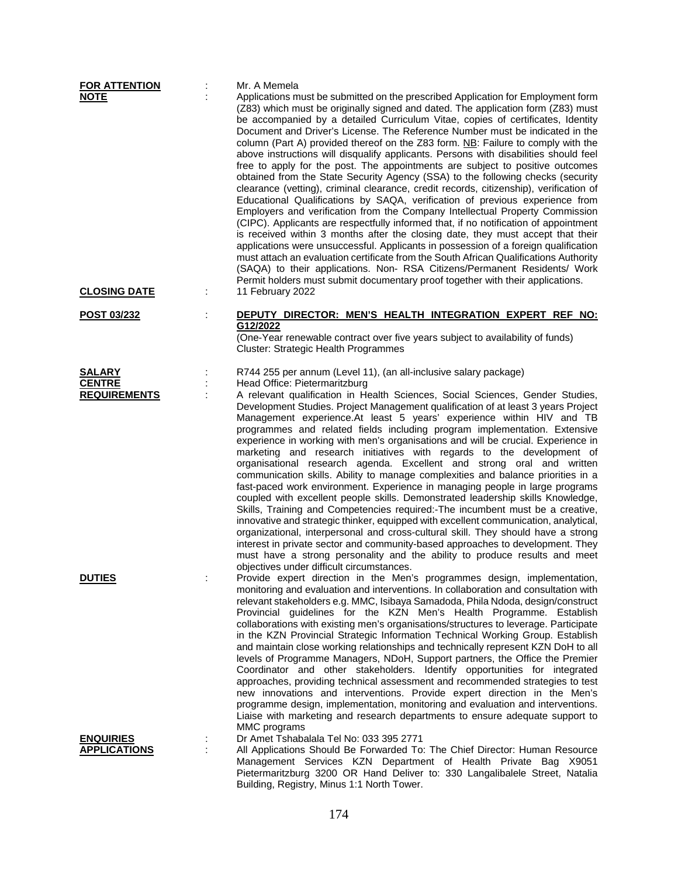**FOR ATTENTION** : Mr. A Memela

**NOTE** : Applications must be submitted on the prescribed Application for Employment form (Z83) which must be originally signed and dated. The application form (Z83) must be accompanied by a detailed Curriculum Vitae, copies of certificates, Identity Document and Driver's License. The Reference Number must be indicated in the column (Part A) provided thereof on the Z83 form. NB: Failure to comply with the above instructions will disqualify applicants. Persons with disabilities should feel free to apply for the post. The appointments are subject to positive outcomes obtained from the State Security Agency (SSA) to the following checks (security clearance (vetting), criminal clearance, credit records, citizenship), verification of Educational Qualifications by SAQA, verification of previous experience from Employers and verification from the Company Intellectual Property Commission (CIPC). Applicants are respectfully informed that, if no notification of appointment is received within 3 months after the closing date, they must accept that their applications were unsuccessful. Applicants in possession of a foreign qualification must attach an evaluation certificate from the South African Qualifications Authority (SAQA) to their applications. Non- RSA Citizens/Permanent Residents/ Work Permit holders must submit documentary proof together with their applications.

**CLOSING DATE** : 11 February 2022

**POST 03/232** : **DEPUTY DIRECTOR: MEN'S HEALTH INTEGRATION EXPERT REF NO: G12/2022**
(One-Year renewable contract over five years subject to availability of funds)
Cluster: Strategic Health Programmes

**SALARY** : R744 255 per annum (Level 11), (an all-inclusive salary package)

**CENTRE** : Head Office: Pietermaritzburg

**REQUIREMENTS** : A relevant qualification in Health Sciences, Social Sciences, Gender Studies, Development Studies. Project Management qualification of at least 3 years Project Management experience.At least 5 years' experience within HIV and TB programmes and related fields including program implementation. Extensive experience in working with men's organisations and will be crucial. Experience in marketing and research initiatives with regards to the development of organisational research agenda. Excellent and strong oral and written communication skills. Ability to manage complexities and balance priorities in a fast-paced work environment. Experience in managing people in large programs coupled with excellent people skills. Demonstrated leadership skills Knowledge, Skills, Training and Competencies required:-The incumbent must be a creative, innovative and strategic thinker, equipped with excellent communication, analytical, organizational, interpersonal and cross-cultural skill. They should have a strong interest in private sector and community-based approaches to development. They must have a strong personality and the ability to produce results and meet objectives under difficult circumstances.

**DUTIES** : Provide expert direction in the Men's programmes design, implementation, monitoring and evaluation and interventions. In collaboration and consultation with relevant stakeholders e.g. MMC, Isibaya Samadoda, Phila Ndoda, design/construct Provincial guidelines for the KZN Men's Health Programme. Establish collaborations with existing men's organisations/structures to leverage. Participate in the KZN Provincial Strategic Information Technical Working Group. Establish and maintain close working relationships and technically represent KZN DoH to all levels of Programme Managers, NDoH, Support partners, the Office the Premier Coordinator and other stakeholders. Identify opportunities for integrated approaches, providing technical assessment and recommended strategies to test new innovations and interventions. Provide expert direction in the Men's programme design, implementation, monitoring and evaluation and interventions. Liaise with marketing and research departments to ensure adequate support to MMC programs

**ENQUIRIES** : Dr Amet Tshabalala Tel No: 033 395 2771

**APPLICATIONS** : All Applications Should Be Forwarded To: The Chief Director: Human Resource Management Services KZN Department of Health Private Bag X9051 Pietermaritzburg 3200 OR Hand Deliver to: 330 Langalibalele Street, Natalia Building, Registry, Minus 1:1 North Tower.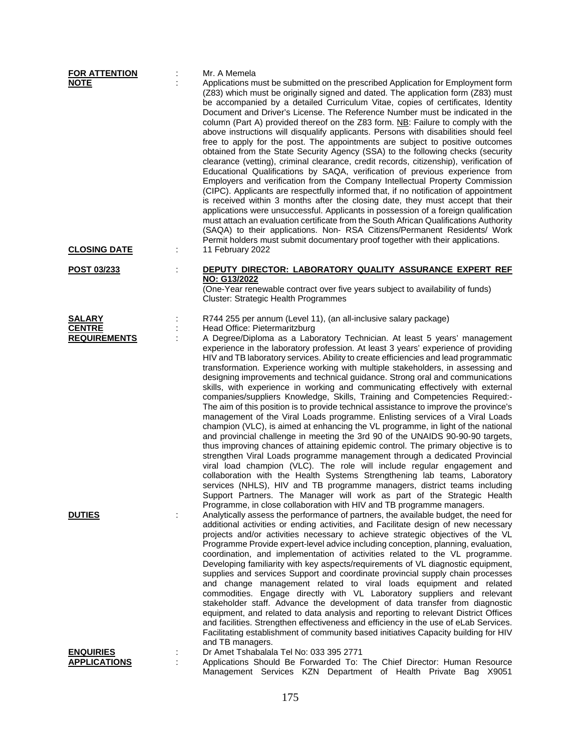**FOR ATTENTION** : Mr. A Memela

**NOTE** : Applications must be submitted on the prescribed Application for Employment form (Z83) which must be originally signed and dated. The application form (Z83) must be accompanied by a detailed Curriculum Vitae, copies of certificates, Identity Document and Driver's License. The Reference Number must be indicated in the column (Part A) provided thereof on the Z83 form. NB: Failure to comply with the above instructions will disqualify applicants. Persons with disabilities should feel free to apply for the post. The appointments are subject to positive outcomes obtained from the State Security Agency (SSA) to the following checks (security clearance (vetting), criminal clearance, credit records, citizenship), verification of Educational Qualifications by SAQA, verification of previous experience from Employers and verification from the Company Intellectual Property Commission (CIPC). Applicants are respectfully informed that, if no notification of appointment is received within 3 months after the closing date, they must accept that their applications were unsuccessful. Applicants in possession of a foreign qualification must attach an evaluation certificate from the South African Qualifications Authority (SAQA) to their applications. Non- RSA Citizens/Permanent Residents/ Work Permit holders must submit documentary proof together with their applications.

**CLOSING DATE** : 11 February 2022

**POST 03/233** : **DEPUTY DIRECTOR: LABORATORY QUALITY ASSURANCE EXPERT REF NO: G13/2022**

(One-Year renewable contract over five years subject to availability of funds)
Cluster: Strategic Health Programmes

**SALARY** : R744 255 per annum (Level 11), (an all-inclusive salary package)

**CENTRE** : Head Office: Pietermaritzburg

**REQUIREMENTS** : A Degree/Diploma as a Laboratory Technician. At least 5 years' management experience in the laboratory profession. At least 3 years' experience of providing HIV and TB laboratory services. Ability to create efficiencies and lead programmatic transformation. Experience working with multiple stakeholders, in assessing and designing improvements and technical guidance. Strong oral and communications skills, with experience in working and communicating effectively with external companies/suppliers Knowledge, Skills, Training and Competencies Required:- The aim of this position is to provide technical assistance to improve the province's management of the Viral Loads programme. Enlisting services of a Viral Loads champion (VLC), is aimed at enhancing the VL programme, in light of the national and provincial challenge in meeting the 3rd 90 of the UNAIDS 90-90-90 targets, thus improving chances of attaining epidemic control. The primary objective is to strengthen Viral Loads programme management through a dedicated Provincial viral load champion (VLC). The role will include regular engagement and collaboration with the Health Systems Strengthening lab teams, Laboratory services (NHLS), HIV and TB programme managers, district teams including Support Partners. The Manager will work as part of the Strategic Health Programme, in close collaboration with HIV and TB programme managers.

**DUTIES** : Analytically assess the performance of partners, the available budget, the need for additional activities or ending activities, and Facilitate design of new necessary projects and/or activities necessary to achieve strategic objectives of the VL Programme Provide expert-level advice including conception, planning, evaluation, coordination, and implementation of activities related to the VL programme. Developing familiarity with key aspects/requirements of VL diagnostic equipment, supplies and services Support and coordinate provincial supply chain processes and change management related to viral loads equipment and related commodities. Engage directly with VL Laboratory suppliers and relevant stakeholder staff. Advance the development of data transfer from diagnostic equipment, and related to data analysis and reporting to relevant District Offices and facilities. Strengthen effectiveness and efficiency in the use of eLab Services. Facilitating establishment of community based initiatives Capacity building for HIV and TB managers.

**ENQUIRIES** : Dr Amet Tshabalala Tel No: 033 395 2771

**APPLICATIONS** : Applications Should Be Forwarded To: The Chief Director: Human Resource Management Services KZN Department of Health Private Bag X9051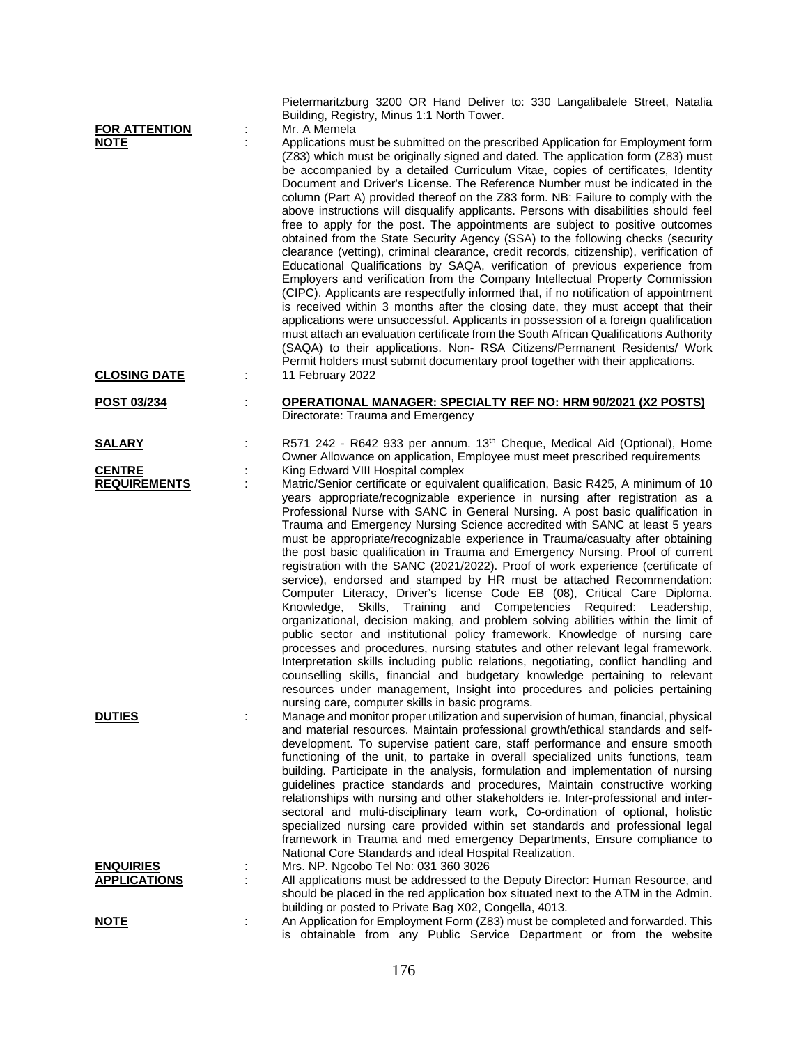Pietermaritzburg 3200 OR Hand Deliver to: 330 Langalibalele Street, Natalia Building, Registry, Minus 1:1 North Tower.

**FOR ATTENTION** : Mr. A Memela

**NOTE** : Applications must be submitted on the prescribed Application for Employment form (Z83) which must be originally signed and dated. The application form (Z83) must be accompanied by a detailed Curriculum Vitae, copies of certificates, Identity Document and Driver's License. The Reference Number must be indicated in the column (Part A) provided thereof on the Z83 form. NB: Failure to comply with the above instructions will disqualify applicants. Persons with disabilities should feel free to apply for the post. The appointments are subject to positive outcomes obtained from the State Security Agency (SSA) to the following checks (security clearance (vetting), criminal clearance, credit records, citizenship), verification of Educational Qualifications by SAQA, verification of previous experience from Employers and verification from the Company Intellectual Property Commission (CIPC). Applicants are respectfully informed that, if no notification of appointment is received within 3 months after the closing date, they must accept that their applications were unsuccessful. Applicants in possession of a foreign qualification must attach an evaluation certificate from the South African Qualifications Authority (SAQA) to their applications. Non- RSA Citizens/Permanent Residents/ Work Permit holders must submit documentary proof together with their applications.

**CLOSING DATE** : 11 February 2022

**POST 03/234** : **OPERATIONAL MANAGER: SPECIALTY REF NO: HRM 90/2021 (X2 POSTS)**
Directorate: Trauma and Emergency

**SALARY** : R571 242 - R642 933 per annum. 13th Cheque, Medical Aid (Optional), Home Owner Allowance on application, Employee must meet prescribed requirements

**CENTRE** : King Edward VIII Hospital complex

**REQUIREMENTS** : Matric/Senior certificate or equivalent qualification, Basic R425, A minimum of 10 years appropriate/recognizable experience in nursing after registration as a Professional Nurse with SANC in General Nursing. A post basic qualification in Trauma and Emergency Nursing Science accredited with SANC at least 5 years must be appropriate/recognizable experience in Trauma/casualty after obtaining the post basic qualification in Trauma and Emergency Nursing. Proof of current registration with the SANC (2021/2022). Proof of work experience (certificate of service), endorsed and stamped by HR must be attached Recommendation: Computer Literacy, Driver's license Code EB (08), Critical Care Diploma. Knowledge, Skills, Training and Competencies Required: Leadership, organizational, decision making, and problem solving abilities within the limit of public sector and institutional policy framework. Knowledge of nursing care processes and procedures, nursing statutes and other relevant legal framework. Interpretation skills including public relations, negotiating, conflict handling and counselling skills, financial and budgetary knowledge pertaining to relevant resources under management, Insight into procedures and policies pertaining nursing care, computer skills in basic programs.

**DUTIES** : Manage and monitor proper utilization and supervision of human, financial, physical and material resources. Maintain professional growth/ethical standards and self-development. To supervise patient care, staff performance and esure smooth functioning of the unit, to partake in overall specialized units functions, team building. Participate in the analysis, formulation and implementation of nursing guidelines practice standards and procedures, Maintain constructive working relationships with nursing and other stakeholders ie. Inter-professional and inter-sectoral and multi-disciplinary team work, Co-ordination of optional, holistic specialized nursing care provided within set standards and professional legal framework in Trauma and med emergency Departments, Ensure compliance to National Core Standards and ideal Hospital Realization.

**ENQUIRIES** : Mrs. NP. Ngcobo Tel No: 031 360 3026

**APPLICATIONS** : All applications must be addressed to the Deputy Director: Human Resource, and should be placed in the red application box situated next to the ATM in the Admin. building or posted to Private Bag X02, Congella, 4013.

**NOTE** : An Application for Employment Form (Z83) must be completed and forwarded. This is obtainable from any Public Service Department or from the website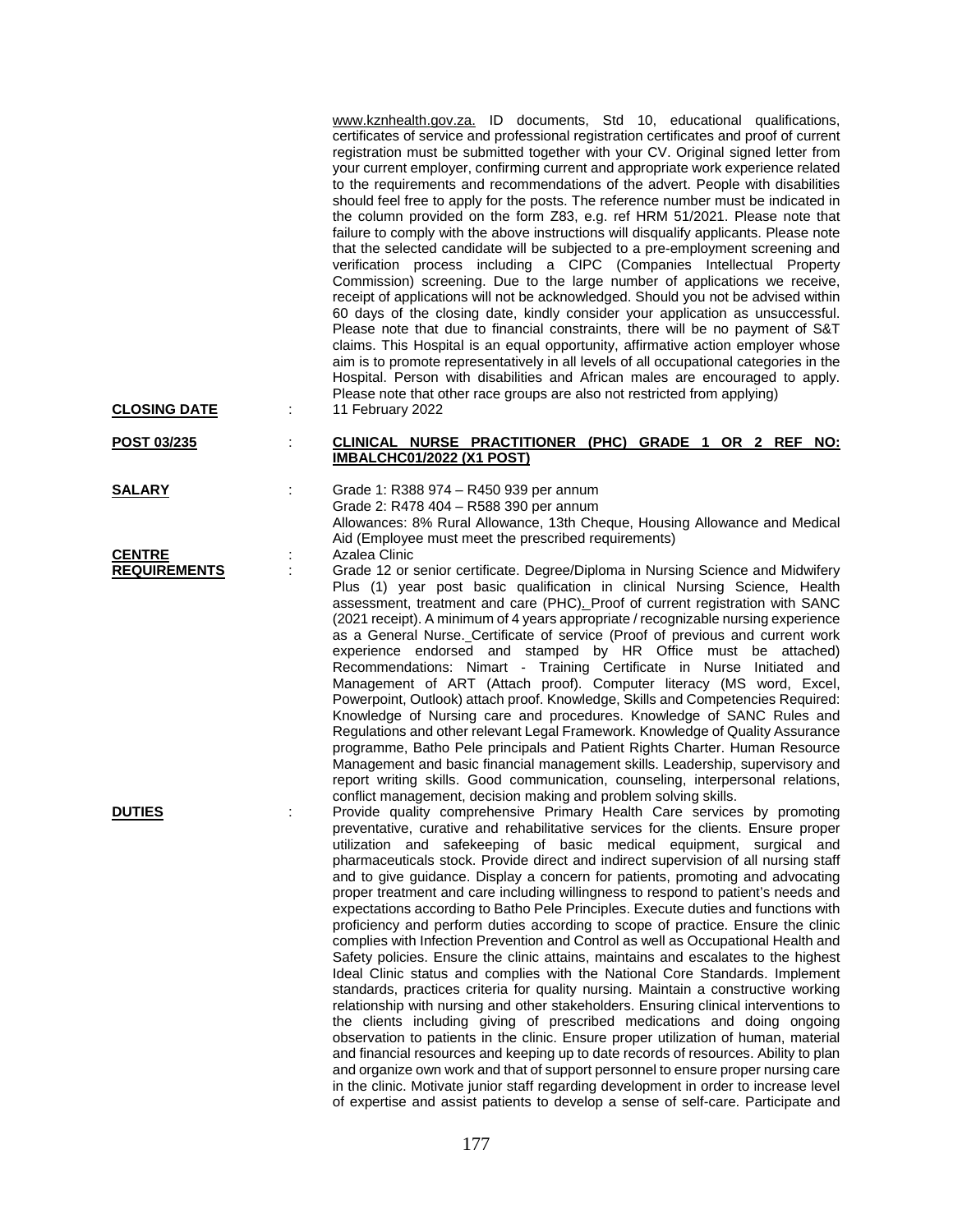www.kznhealth.gov.za. ID documents, Std 10, educational qualifications, certificates of service and professional registration certificates and proof of current registration must be submitted together with your CV. Original signed letter from your current employer, confirming current and appropriate work experience related to the requirements and recommendations of the advert. People with disabilities should feel free to apply for the posts. The reference number must be indicated in the column provided on the form Z83, e.g. ref HRM 51/2021. Please note that failure to comply with the above instructions will disqualify applicants. Please note that the selected candidate will be subjected to a pre-employment screening and verification process including a CIPC (Companies Intellectual Property Commission) screening. Due to the large number of applications we receive, receipt of applications will not be acknowledged. Should you not be advised within 60 days of the closing date, kindly consider your application as unsuccessful. Please note that due to financial constraints, there will be no payment of S&T claims. This Hospital is an equal opportunity, affirmative action employer whose aim is to promote representatively in all levels of all occupational categories in the Hospital. Person with disabilities and African males are encouraged to apply. Please note that other race groups are also not restricted from applying)

**CLOSING DATE** : 11 February 2022

**POST 03/235** : **CLINICAL NURSE PRACTITIONER (PHC) GRADE 1 OR 2 REF NO: IMBALCHC01/2022 (X1 POST)**

**SALARY** : Grade 1: R388 974 – R450 939 per annum
Grade 2: R478 404 – R588 390 per annum
Allowances: 8% Rural Allowance, 13th Cheque, Housing Allowance and Medical Aid (Employee must meet the prescribed requirements)

**CENTRE** : Azalea Clinic

**REQUIREMENTS** : Grade 12 or senior certificate. Degree/Diploma in Nursing Science and Midwifery Plus (1) year post basic qualification in clinical Nursing Science, Health assessment, treatment and care (PHC). Proof of current registration with SANC (2021 receipt). A minimum of 4 years appropriate / recognizable nursing experience as a General Nurse. Certificate of service (Proof of previous and current work experience endorsed and stamped by HR Office must be attached) Recommendations: Nimart - Training Certificate in Nurse Initiated and Management of ART (Attach proof). Computer literacy (MS word, Excel, Powerpoint, Outlook) attach proof. Knowledge, Skills and Competencies Required: Knowledge of Nursing care and procedures. Knowledge of SANC Rules and Regulations and other relevant Legal Framework. Knowledge of Quality Assurance programme, Batho Pele principals and Patient Rights Charter. Human Resource Management and basic financial management skills. Leadership, supervisory and report writing skills. Good communication, counseling, interpersonal relations, conflict management, decision making and problem solving skills.

**DUTIES** : Provide quality comprehensive Primary Health Care services by promoting preventative, curative and rehabilitative services for the clients. Ensure proper utilization and safekeeping of basic medical equipment, surgical and pharmaceuticals stock. Provide direct and indirect supervision of all nursing staff and to give guidance. Display a concern for patients, promoting and advocating proper treatment and care including willingness to respond to patient's needs and expectations according to Batho Pele Principles. Execute duties and functions with proficiency and perform duties according to scope of practice. Ensure the clinic complies with Infection Prevention and Control as well as Occupational Health and Safety policies. Ensure the clinic attains, maintains and escalates to the highest Ideal Clinic status and complies with the National Core Standards. Implement standards, practices criteria for quality nursing. Maintain a constructive working relationship with nursing and other stakeholders. Ensuring clinical interventions to the clients including giving of prescribed medications and doing ongoing observation to patients in the clinic. Ensure proper utilization of human, material and financial resources and keeping up to date records of resources. Ability to plan and organize own work and that of support personnel to ensure proper nursing care in the clinic. Motivate junior staff regarding development in order to increase level of expertise and assist patients to develop a sense of self-care. Participate and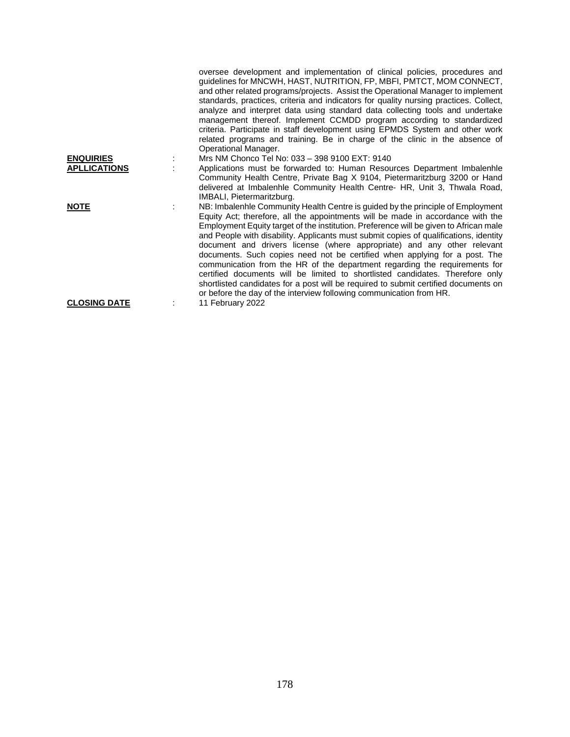oversee development and implementation of clinical policies, procedures and guidelines for MNCWH, HAST, NUTRITION, FP, MBFI, PMTCT, MOM CONNECT, and other related programs/projects. Assist the Operational Manager to implement standards, practices, criteria and indicators for quality nursing practices. Collect, analyze and interpret data using standard data collecting tools and undertake management thereof. Implement CCMDD program according to standardized criteria. Participate in staff development using EPMDS System and other work related programs and training. Be in charge of the clinic in the absence of Operational Manager.

**ENQUIRIES** : Mrs NM Chonco Tel No: 033 – 398 9100 EXT: 9140

**APLLICATIONS** : Applications must be forwarded to: Human Resources Department Imbalenhle Community Health Centre, Private Bag X 9104, Pietermaritzburg 3200 or Hand delivered at Imbalenhle Community Health Centre- HR, Unit 3, Thwala Road, IMBALI, Pietermaritzburg.

**NOTE** : NB: Imbalenhle Community Health Centre is guided by the principle of Employment Equity Act; therefore, all the appointments will be made in accordance with the Employment Equity target of the institution. Preference will be given to African male and People with disability. Applicants must submit copies of qualifications, identity document and drivers license (where appropriate) and any other relevant documents. Such copies need not be certified when applying for a post. The communication from the HR of the department regarding the requirements for certified documents will be limited to shortlisted candidates. Therefore only shortlisted candidates for a post will be required to submit certified documents on or before the day of the interview following communication from HR.

**CLOSING DATE** : 11 February 2022